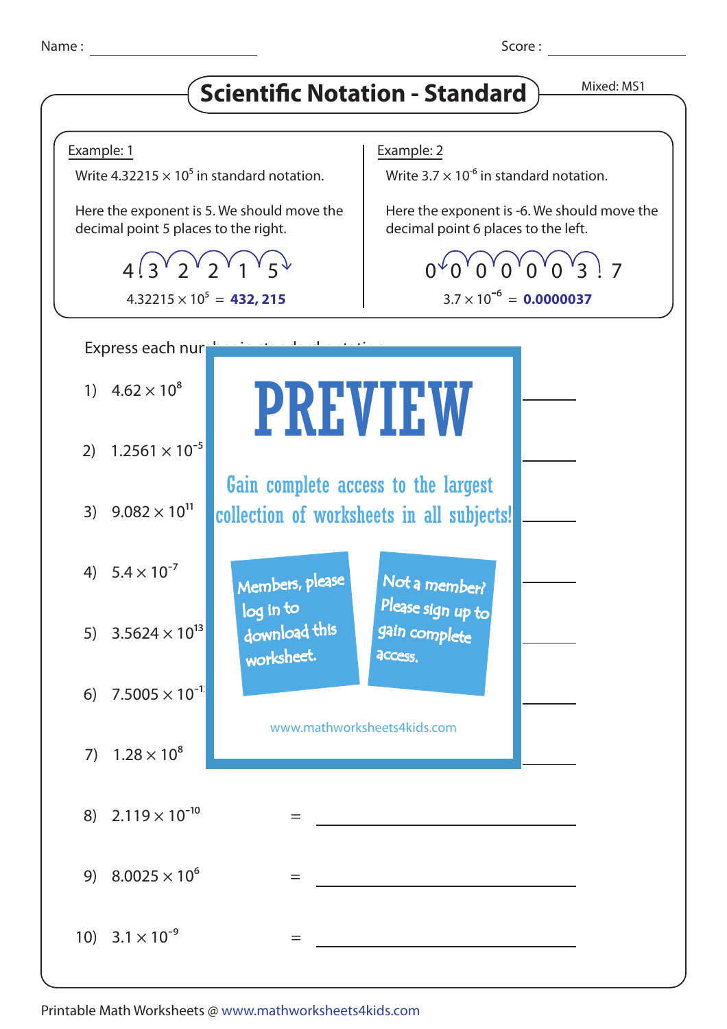Name : ____________ Score : ____________

# Scientific Notation - Standard

Mixed: MS1

**Example: 1**

Write $4.32215 \times 10^5$ in standard notation.

Here the exponent is 5. We should move the decimal point 5 places to the right.

4 . 3 2 2 1 5

$4.32215 \times 10^5$ = **432, 215**

**Example: 2**

Write $3.7 \times 10^{-6}$ in standard notation.

Here the exponent is -6. We should move the decimal point 6 places to the left.

0 0 0 0 0 0 3 . 7

$3.7 \times 10^{-6}$ = **0.0000037**

Express each nur

1) $4.62 \times 10^8$

2) $1.2561 \times 10^{-5}$

3) $9.082 \times 10^{11}$

4) $5.4 \times 10^{-7}$

5) $3.5624 \times 10^{13}$

6) $7.5005 \times 10^{-1}$

7) $1.28 \times 10^8$

8) $2.119 \times 10^{-10}$ = ____________

9) $8.0025 \times 10^6$ = ____________

10) $3.1 \times 10^{-9}$ = ____________

PREVIEW

Gain complete access to the largest collection of worksheets in all subjects!

Members, please log in to download this worksheet.

Not a member? Please sign up to gain complete access.

www.mathworksheets4kids.com

Printable Math Worksheets @ www.mathworksheets4kids.com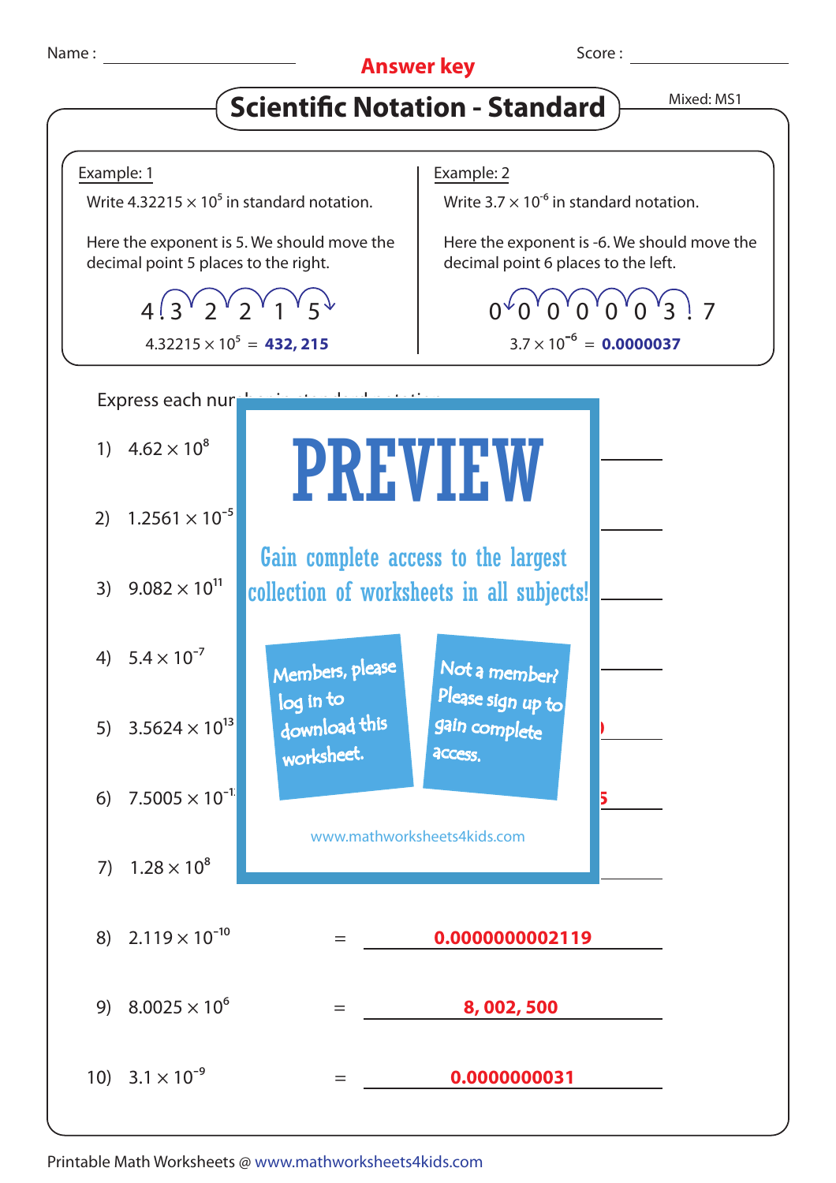Name : ____________________ **Answer key** Score : ____________________

# Scientific Notation - Standard

Mixed: MS1

**Example: 1**

Write $4.32215 \times 10^5$ in standard notation.

Here the exponent is 5. We should move the decimal point 5 places to the right.

4 . 3 2 2 1 5

$4.32215 \times 10^5$ = **432, 215**

**Example: 2**

Write $3.7 \times 10^{-6}$ in standard notation.

Here the exponent is -6. We should move the decimal point 6 places to the left.

0 0 0 0 0 0 3 . 7

$3.7 \times 10^{-6}$ = **0.0000037**

Express each nur

1) $4.62 \times 10^8$

2) $1.2561 \times 10^{-5}$

3) $9.082 \times 10^{11}$

4) $5.4 \times 10^{-7}$

5) $3.5624 \times 10^{13}$

6) $7.5005 \times 10^{-1}$

7) $1.28 \times 10^8$

PREVIEW

Gain complete access to the largest collection of worksheets in all subjects!

Members, please log in to download this worksheet.

Not a member? Please sign up to gain complete access.

www.mathworksheets4kids.com

8) $2.119 \times 10^{-10}$ = **0.0000000002119**

9) $8.0025 \times 10^6$ = **8, 002, 500**

10) $3.1 \times 10^{-9}$ = **0.0000000031**

Printable Math Worksheets @ www.mathworksheets4kids.com